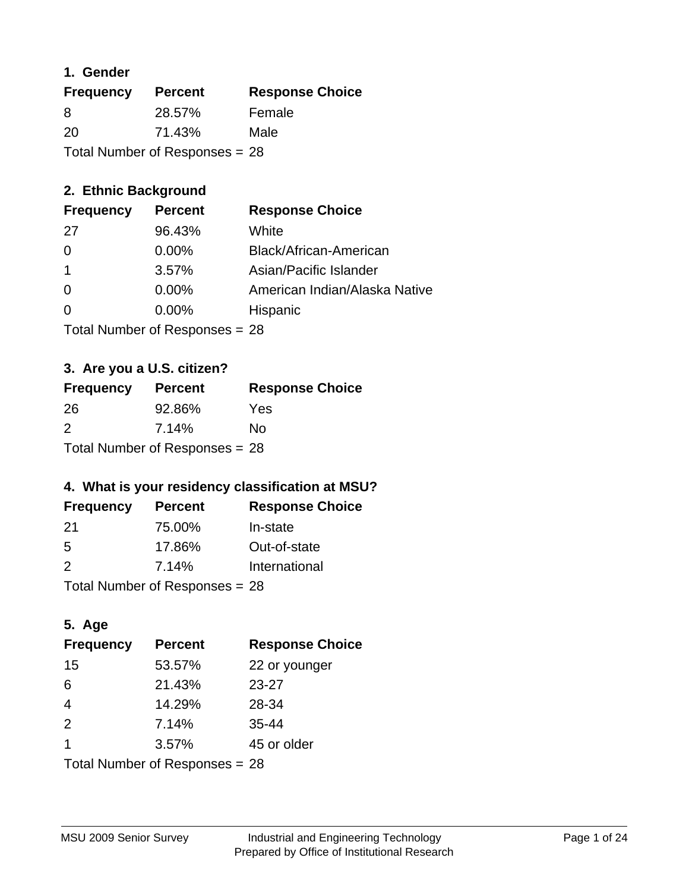## 1. Gender

| Frequency | Percent | Response Choice |
|---|---|---|
| 8 | 28.57% | Female |
| 20 | 71.43% | Male |

Total Number of Responses = 28

## 2. Ethnic Background

| Frequency | Percent | Response Choice |
|---|---|---|
| 27 | 96.43% | White |
| 0 | 0.00% | Black/African-American |
| 1 | 3.57% | Asian/Pacific Islander |
| 0 | 0.00% | American Indian/Alaska Native |
| 0 | 0.00% | Hispanic |

Total Number of Responses = 28

## 3. Are you a U.S. citizen?

| Frequency | Percent | Response Choice |
|---|---|---|
| 26 | 92.86% | Yes |
| 2 | 7.14% | No |

Total Number of Responses = 28

## 4. What is your residency classification at MSU?

| Frequency | Percent | Response Choice |
|---|---|---|
| 21 | 75.00% | In-state |
| 5 | 17.86% | Out-of-state |
| 2 | 7.14% | International |

Total Number of Responses = 28

## 5. Age

| Frequency | Percent | Response Choice |
|---|---|---|
| 15 | 53.57% | 22 or younger |
| 6 | 21.43% | 23-27 |
| 4 | 14.29% | 28-34 |
| 2 | 7.14% | 35-44 |
| 1 | 3.57% | 45 or older |

Total Number of Responses = 28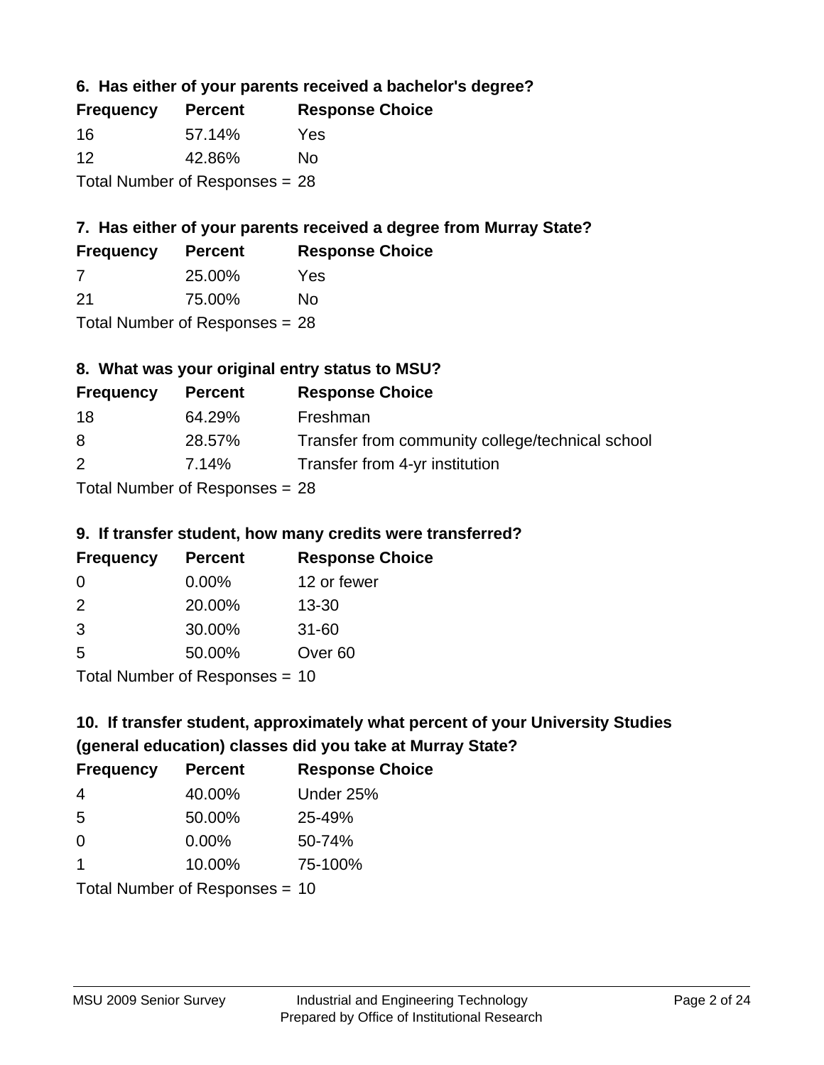### 6. Has either of your parents received a bachelor's degree?

| Frequency | Percent | Response Choice |
|---|---|---|
| 16 | 57.14% | Yes |
| 12 | 42.86% | No |

Total Number of Responses = 28

### 7. Has either of your parents received a degree from Murray State?

| Frequency | Percent | Response Choice |
|---|---|---|
| 7 | 25.00% | Yes |
| 21 | 75.00% | No |

Total Number of Responses = 28

### 8. What was your original entry status to MSU?

| Frequency | Percent | Response Choice |
|---|---|---|
| 18 | 64.29% | Freshman |
| 8 | 28.57% | Transfer from community college/technical school |
| 2 | 7.14% | Transfer from 4-yr institution |

Total Number of Responses = 28

### 9. If transfer student, how many credits were transferred?

| Frequency | Percent | Response Choice |
|---|---|---|
| 0 | 0.00% | 12 or fewer |
| 2 | 20.00% | 13-30 |
| 3 | 30.00% | 31-60 |
| 5 | 50.00% | Over 60 |

Total Number of Responses = 10

### 10. If transfer student, approximately what percent of your University Studies (general education) classes did you take at Murray State?

| Frequency | Percent | Response Choice |
|---|---|---|
| 4 | 40.00% | Under 25% |
| 5 | 50.00% | 25-49% |
| 0 | 0.00% | 50-74% |
| 1 | 10.00% | 75-100% |

Total Number of Responses = 10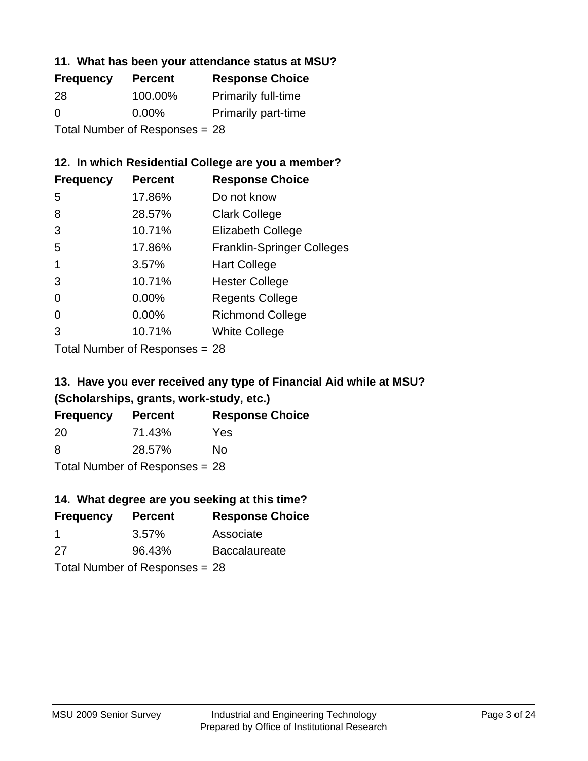### 11. What has been your attendance status at MSU?

| Frequency | Percent | Response Choice |
|---|---|---|
| 28 | 100.00% | Primarily full-time |
| 0 | 0.00% | Primarily part-time |

Total Number of Responses = 28

### 12. In which Residential College are you a member?

| Frequency | Percent | Response Choice |
|---|---|---|
| 5 | 17.86% | Do not know |
| 8 | 28.57% | Clark College |
| 3 | 10.71% | Elizabeth College |
| 5 | 17.86% | Franklin-Springer Colleges |
| 1 | 3.57% | Hart College |
| 3 | 10.71% | Hester College |
| 0 | 0.00% | Regents College |
| 0 | 0.00% | Richmond College |
| 3 | 10.71% | White College |

Total Number of Responses = 28

### 13. Have you ever received any type of Financial Aid while at MSU? (Scholarships, grants, work-study, etc.)

| Frequency | Percent | Response Choice |
|---|---|---|
| 20 | 71.43% | Yes |
| 8 | 28.57% | No |

Total Number of Responses = 28

### 14. What degree are you seeking at this time?

| Frequency | Percent | Response Choice |
|---|---|---|
| 1 | 3.57% | Associate |
| 27 | 96.43% | Baccalaureate |

Total Number of Responses = 28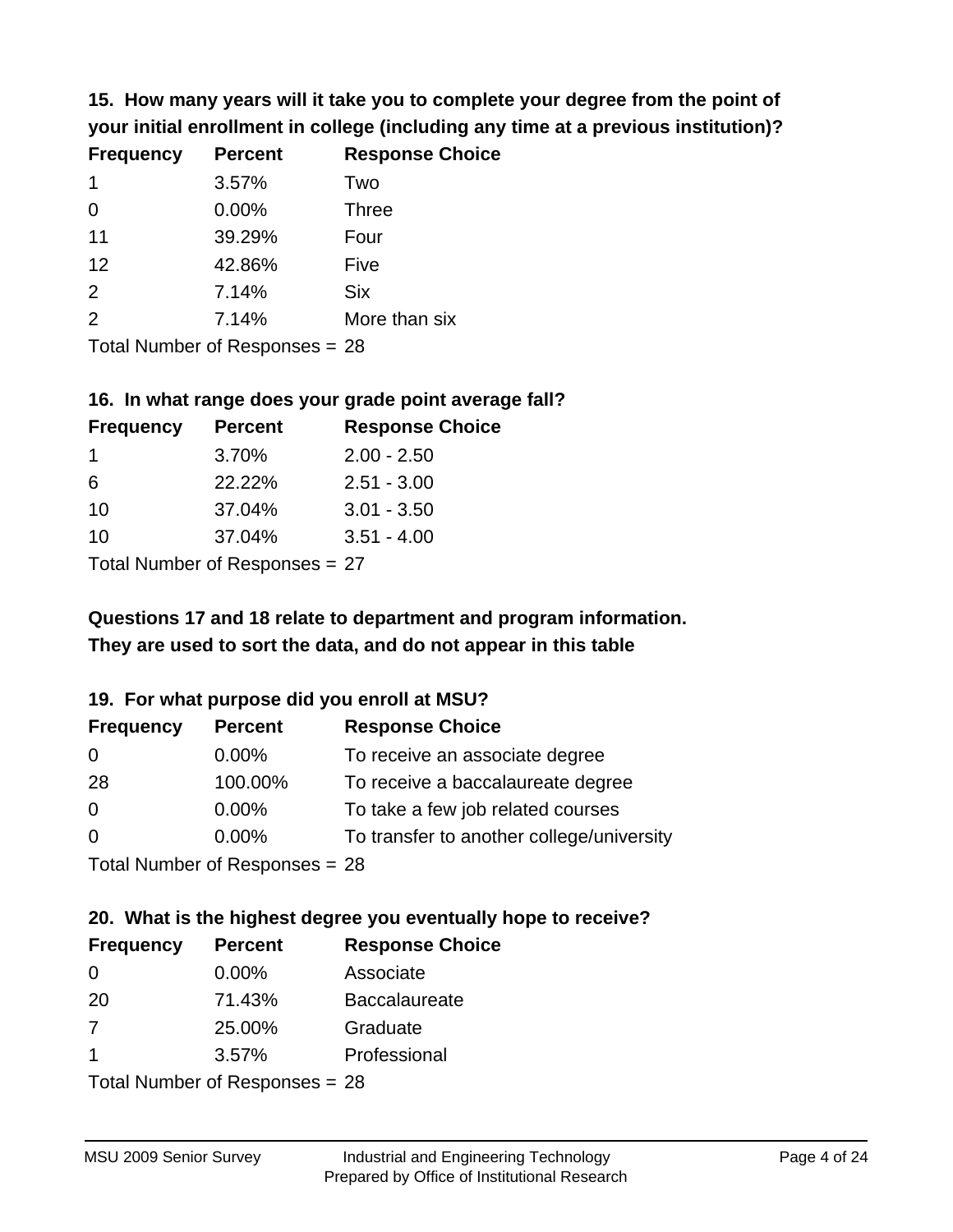### 15. How many years will it take you to complete your degree from the point of your initial enrollment in college (including any time at a previous institution)?

| Frequency | Percent | Response Choice |
|---|---|---|
| 1 | 3.57% | Two |
| 0 | 0.00% | Three |
| 11 | 39.29% | Four |
| 12 | 42.86% | Five |
| 2 | 7.14% | Six |
| 2 | 7.14% | More than six |

Total Number of Responses = 28

### 16. In what range does your grade point average fall?

| Frequency | Percent | Response Choice |
|---|---|---|
| 1 | 3.70% | 2.00 - 2.50 |
| 6 | 22.22% | 2.51 - 3.00 |
| 10 | 37.04% | 3.01 - 3.50 |
| 10 | 37.04% | 3.51 - 4.00 |

Total Number of Responses = 27

**Questions 17 and 18 relate to department and program information. They are used to sort the data, and do not appear in this table**

### 19. For what purpose did you enroll at MSU?

| Frequency | Percent | Response Choice |
|---|---|---|
| 0 | 0.00% | To receive an associate degree |
| 28 | 100.00% | To receive a baccalaureate degree |
| 0 | 0.00% | To take a few job related courses |
| 0 | 0.00% | To transfer to another college/university |

Total Number of Responses = 28

### 20. What is the highest degree you eventually hope to receive?

| Frequency | Percent | Response Choice |
|---|---|---|
| 0 | 0.00% | Associate |
| 20 | 71.43% | Baccalaureate |
| 7 | 25.00% | Graduate |
| 1 | 3.57% | Professional |

Total Number of Responses = 28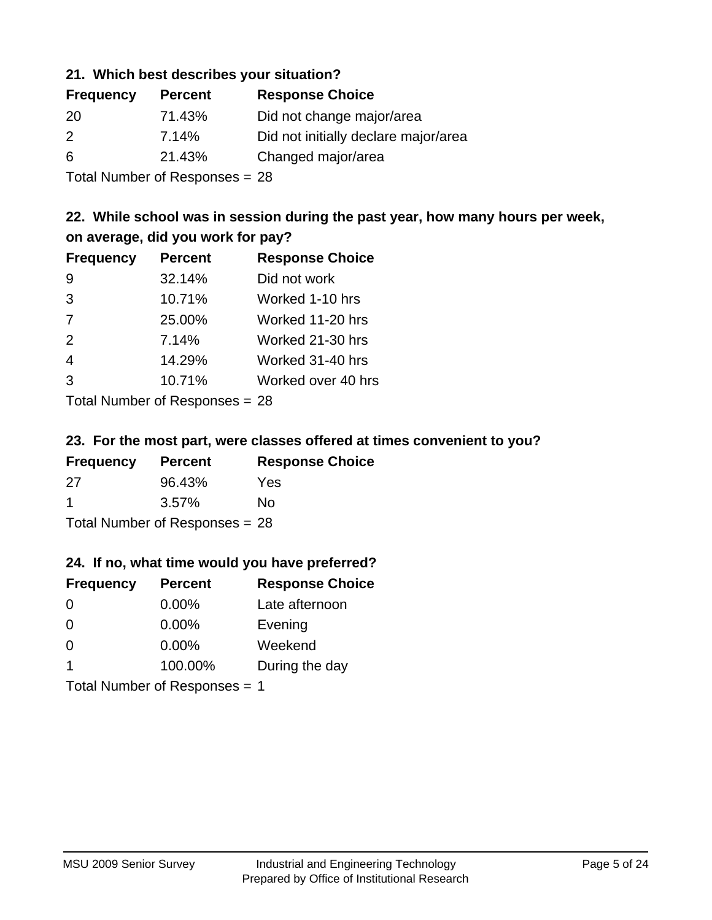### 21. Which best describes your situation?

| Frequency | Percent | Response Choice |
|---|---|---|
| 20 | 71.43% | Did not change major/area |
| 2 | 7.14% | Did not initially declare major/area |
| 6 | 21.43% | Changed major/area |

Total Number of Responses = 28

### 22. While school was in session during the past year, how many hours per week, on average, did you work for pay?

| Frequency | Percent | Response Choice |
|---|---|---|
| 9 | 32.14% | Did not work |
| 3 | 10.71% | Worked 1-10 hrs |
| 7 | 25.00% | Worked 11-20 hrs |
| 2 | 7.14% | Worked 21-30 hrs |
| 4 | 14.29% | Worked 31-40 hrs |
| 3 | 10.71% | Worked over 40 hrs |

Total Number of Responses = 28

### 23. For the most part, were classes offered at times convenient to you?

| Frequency | Percent | Response Choice |
|---|---|---|
| 27 | 96.43% | Yes |
| 1 | 3.57% | No |

Total Number of Responses = 28

### 24. If no, what time would you have preferred?

| Frequency | Percent | Response Choice |
|---|---|---|
| 0 | 0.00% | Late afternoon |
| 0 | 0.00% | Evening |
| 0 | 0.00% | Weekend |
| 1 | 100.00% | During the day |

Total Number of Responses = 1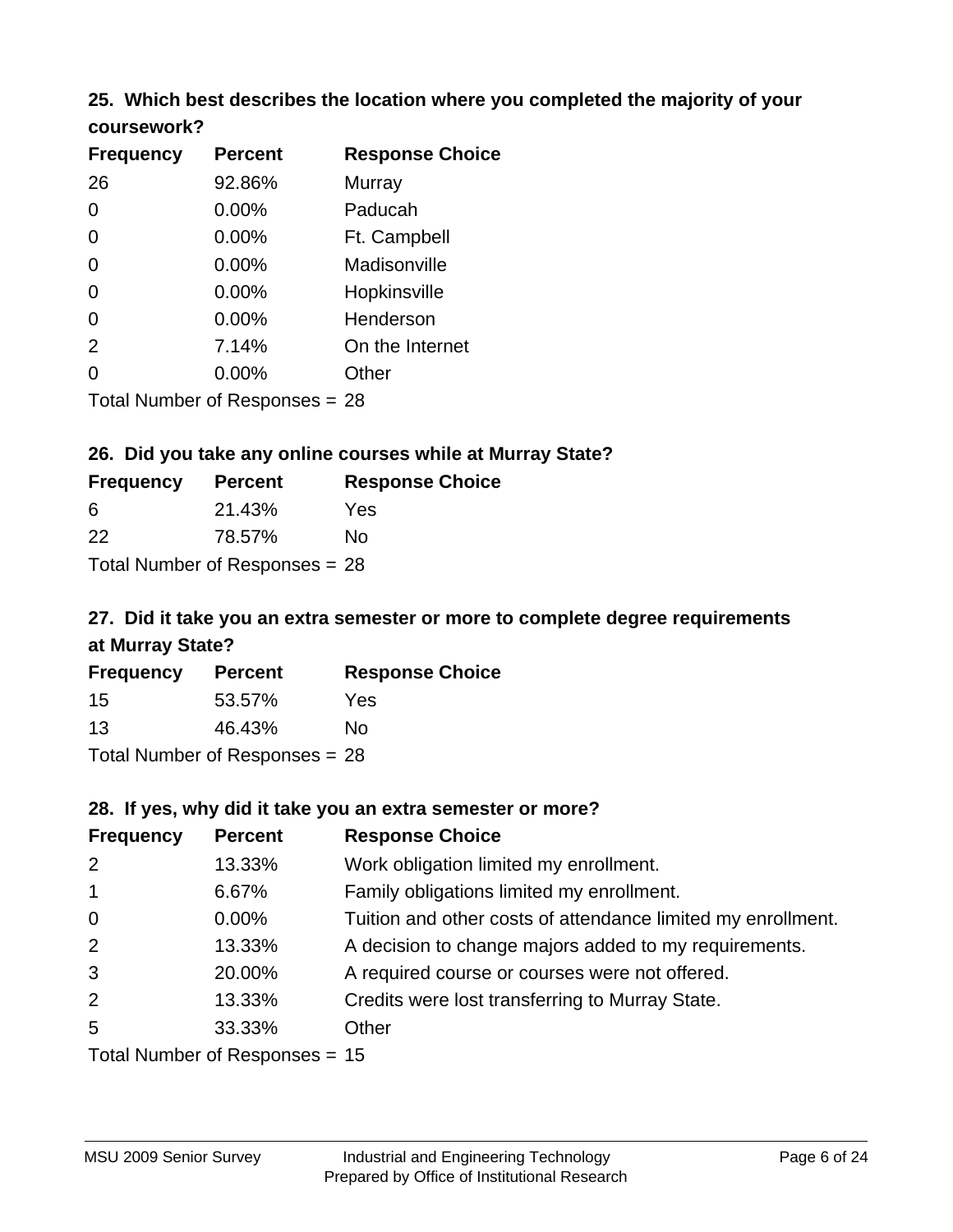### 25. Which best describes the location where you completed the majority of your coursework?

| Frequency | Percent | Response Choice |
|---|---|---|
| 26 | 92.86% | Murray |
| 0 | 0.00% | Paducah |
| 0 | 0.00% | Ft. Campbell |
| 0 | 0.00% | Madisonville |
| 0 | 0.00% | Hopkinsville |
| 0 | 0.00% | Henderson |
| 2 | 7.14% | On the Internet |
| 0 | 0.00% | Other |

Total Number of Responses = 28

### 26. Did you take any online courses while at Murray State?

| Frequency | Percent | Response Choice |
|---|---|---|
| 6 | 21.43% | Yes |
| 22 | 78.57% | No |

Total Number of Responses = 28

### 27. Did it take you an extra semester or more to complete degree requirements at Murray State?

| Frequency | Percent | Response Choice |
|---|---|---|
| 15 | 53.57% | Yes |
| 13 | 46.43% | No |

Total Number of Responses = 28

### 28. If yes, why did it take you an extra semester or more?

| Frequency | Percent | Response Choice |
|---|---|---|
| 2 | 13.33% | Work obligation limited my enrollment. |
| 1 | 6.67% | Family obligations limited my enrollment. |
| 0 | 0.00% | Tuition and other costs of attendance limited my enrollment. |
| 2 | 13.33% | A decision to change majors added to my requirements. |
| 3 | 20.00% | A required course or courses were not offered. |
| 2 | 13.33% | Credits were lost transferring to Murray State. |
| 5 | 33.33% | Other |

Total Number of Responses = 15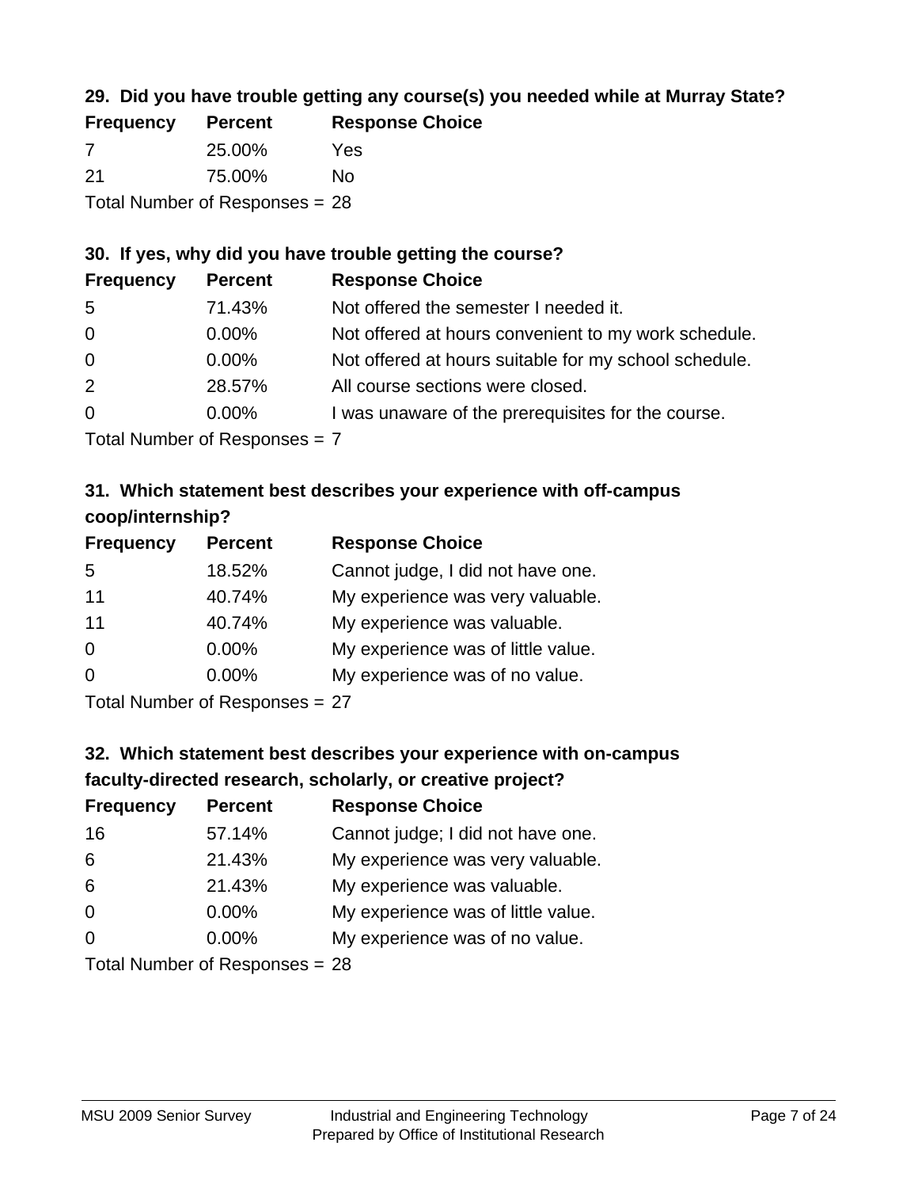### 29. Did you have trouble getting any course(s) you needed while at Murray State?

| Frequency | Percent | Response Choice |
|---|---|---|
| 7 | 25.00% | Yes |
| 21 | 75.00% | No |

Total Number of Responses = 28

### 30. If yes, why did you have trouble getting the course?

| Frequency | Percent | Response Choice |
|---|---|---|
| 5 | 71.43% | Not offered the semester I needed it. |
| 0 | 0.00% | Not offered at hours convenient to my work schedule. |
| 0 | 0.00% | Not offered at hours suitable for my school schedule. |
| 2 | 28.57% | All course sections were closed. |
| 0 | 0.00% | I was unaware of the prerequisites for the course. |

Total Number of Responses = 7

### 31. Which statement best describes your experience with off-campus coop/internship?

| Frequency | Percent | Response Choice |
|---|---|---|
| 5 | 18.52% | Cannot judge, I did not have one. |
| 11 | 40.74% | My experience was very valuable. |
| 11 | 40.74% | My experience was valuable. |
| 0 | 0.00% | My experience was of little value. |
| 0 | 0.00% | My experience was of no value. |

Total Number of Responses = 27

### 32. Which statement best describes your experience with on-campus faculty-directed research, scholarly, or creative project?

| Frequency | Percent | Response Choice |
|---|---|---|
| 16 | 57.14% | Cannot judge; I did not have one. |
| 6 | 21.43% | My experience was very valuable. |
| 6 | 21.43% | My experience was valuable. |
| 0 | 0.00% | My experience was of little value. |
| 0 | 0.00% | My experience was of no value. |

Total Number of Responses = 28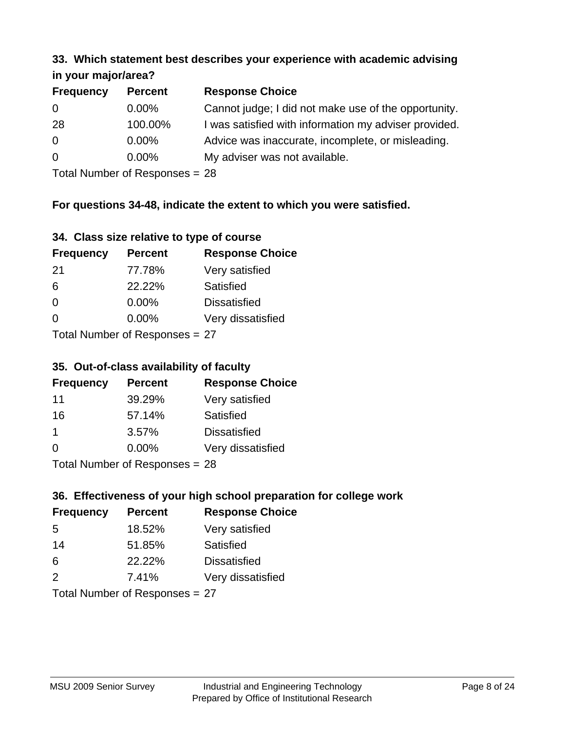### 33. Which statement best describes your experience with academic advising in your major/area?

| Frequency | Percent | Response Choice |
|---|---|---|
| 0 | 0.00% | Cannot judge; I did not make use of the opportunity. |
| 28 | 100.00% | I was satisfied with information my adviser provided. |
| 0 | 0.00% | Advice was inaccurate, incomplete, or misleading. |
| 0 | 0.00% | My adviser was not available. |

Total Number of Responses = 28

**For questions 34-48, indicate the extent to which you were satisfied.**

### 34. Class size relative to type of course

| Frequency | Percent | Response Choice |
|---|---|---|
| 21 | 77.78% | Very satisfied |
| 6 | 22.22% | Satisfied |
| 0 | 0.00% | Dissatisfied |
| 0 | 0.00% | Very dissatisfied |

Total Number of Responses = 27

### 35. Out-of-class availability of faculty

| Frequency | Percent | Response Choice |
|---|---|---|
| 11 | 39.29% | Very satisfied |
| 16 | 57.14% | Satisfied |
| 1 | 3.57% | Dissatisfied |
| 0 | 0.00% | Very dissatisfied |

Total Number of Responses = 28

### 36. Effectiveness of your high school preparation for college work

| Frequency | Percent | Response Choice |
|---|---|---|
| 5 | 18.52% | Very satisfied |
| 14 | 51.85% | Satisfied |
| 6 | 22.22% | Dissatisfied |
| 2 | 7.41% | Very dissatisfied |

Total Number of Responses = 27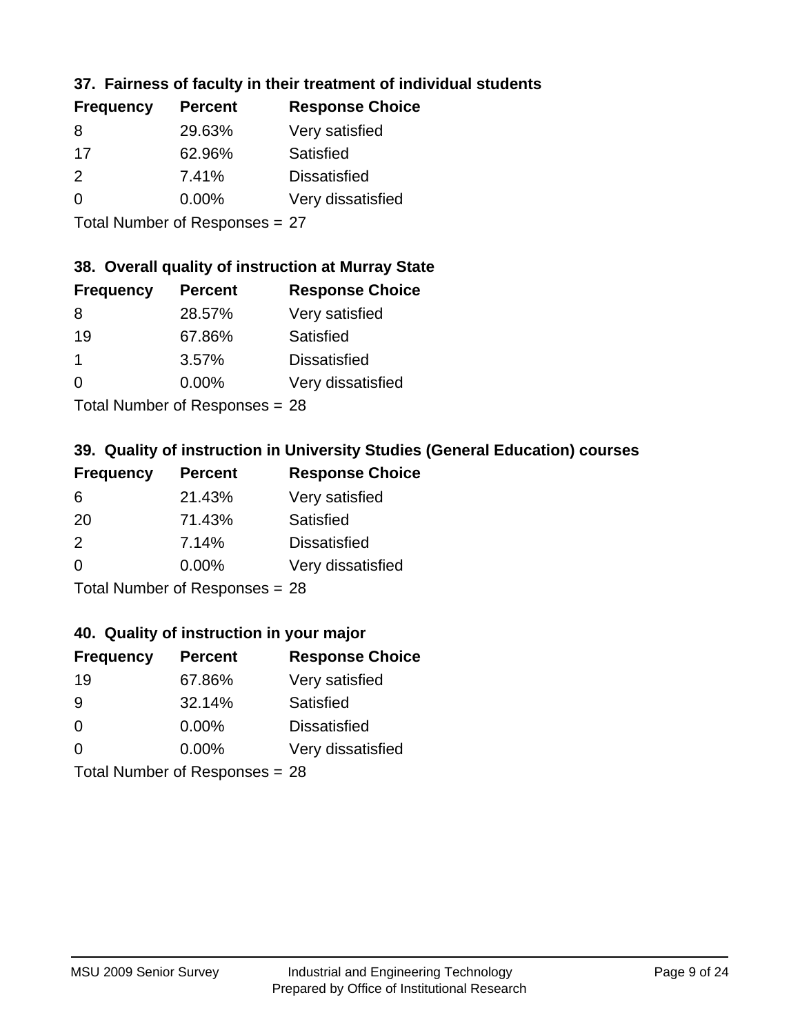### 37. Fairness of faculty in their treatment of individual students

| Frequency | Percent | Response Choice |
| --- | --- | --- |
| 8 | 29.63% | Very satisfied |
| 17 | 62.96% | Satisfied |
| 2 | 7.41% | Dissatisfied |
| 0 | 0.00% | Very dissatisfied |

Total Number of Responses = 27

### 38. Overall quality of instruction at Murray State

| Frequency | Percent | Response Choice |
| --- | --- | --- |
| 8 | 28.57% | Very satisfied |
| 19 | 67.86% | Satisfied |
| 1 | 3.57% | Dissatisfied |
| 0 | 0.00% | Very dissatisfied |

Total Number of Responses = 28

### 39. Quality of instruction in University Studies (General Education) courses

| Frequency | Percent | Response Choice |
| --- | --- | --- |
| 6 | 21.43% | Very satisfied |
| 20 | 71.43% | Satisfied |
| 2 | 7.14% | Dissatisfied |
| 0 | 0.00% | Very dissatisfied |

Total Number of Responses = 28

### 40. Quality of instruction in your major

| Frequency | Percent | Response Choice |
| --- | --- | --- |
| 19 | 67.86% | Very satisfied |
| 9 | 32.14% | Satisfied |
| 0 | 0.00% | Dissatisfied |
| 0 | 0.00% | Very dissatisfied |

Total Number of Responses = 28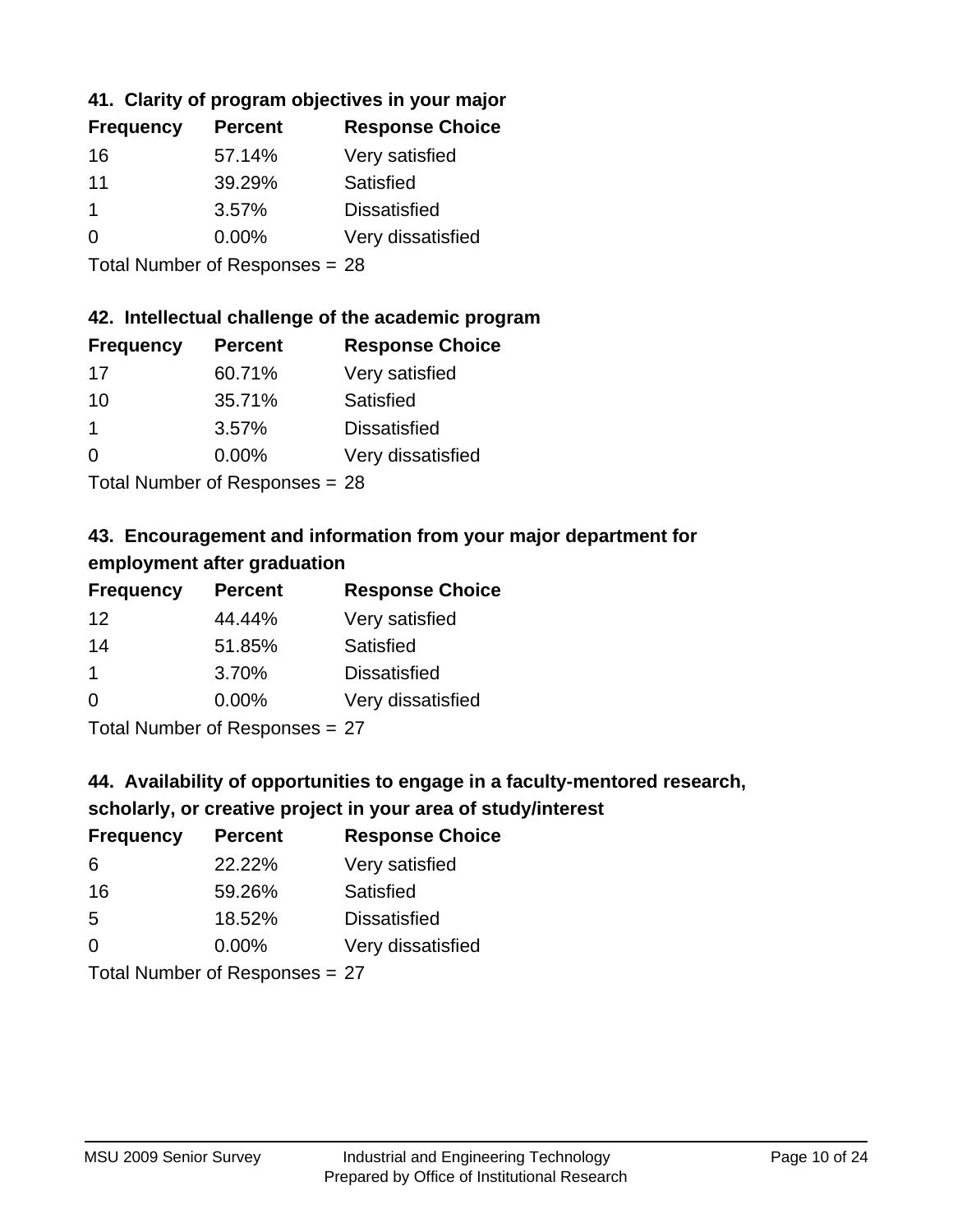### 41. Clarity of program objectives in your major

| Frequency | Percent | Response Choice |
|---|---|---|
| 16 | 57.14% | Very satisfied |
| 11 | 39.29% | Satisfied |
| 1 | 3.57% | Dissatisfied |
| 0 | 0.00% | Very dissatisfied |

Total Number of Responses = 28

### 42. Intellectual challenge of the academic program

| Frequency | Percent | Response Choice |
|---|---|---|
| 17 | 60.71% | Very satisfied |
| 10 | 35.71% | Satisfied |
| 1 | 3.57% | Dissatisfied |
| 0 | 0.00% | Very dissatisfied |

Total Number of Responses = 28

### 43. Encouragement and information from your major department for employment after graduation

| Frequency | Percent | Response Choice |
|---|---|---|
| 12 | 44.44% | Very satisfied |
| 14 | 51.85% | Satisfied |
| 1 | 3.70% | Dissatisfied |
| 0 | 0.00% | Very dissatisfied |

Total Number of Responses = 27

### 44. Availability of opportunities to engage in a faculty-mentored research, scholarly, or creative project in your area of study/interest

| Frequency | Percent | Response Choice |
|---|---|---|
| 6 | 22.22% | Very satisfied |
| 16 | 59.26% | Satisfied |
| 5 | 18.52% | Dissatisfied |
| 0 | 0.00% | Very dissatisfied |

Total Number of Responses = 27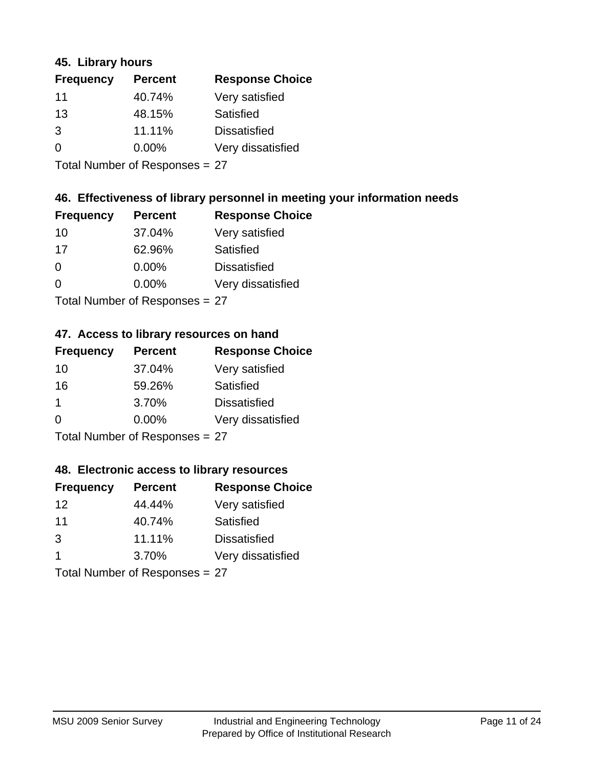### 45. Library hours

| Frequency | Percent | Response Choice |
|---|---|---|
| 11 | 40.74% | Very satisfied |
| 13 | 48.15% | Satisfied |
| 3 | 11.11% | Dissatisfied |
| 0 | 0.00% | Very dissatisfied |

Total Number of Responses = 27

### 46. Effectiveness of library personnel in meeting your information needs

| Frequency | Percent | Response Choice |
|---|---|---|
| 10 | 37.04% | Very satisfied |
| 17 | 62.96% | Satisfied |
| 0 | 0.00% | Dissatisfied |
| 0 | 0.00% | Very dissatisfied |

Total Number of Responses = 27

### 47. Access to library resources on hand

| Frequency | Percent | Response Choice |
|---|---|---|
| 10 | 37.04% | Very satisfied |
| 16 | 59.26% | Satisfied |
| 1 | 3.70% | Dissatisfied |
| 0 | 0.00% | Very dissatisfied |

Total Number of Responses = 27

### 48. Electronic access to library resources

| Frequency | Percent | Response Choice |
|---|---|---|
| 12 | 44.44% | Very satisfied |
| 11 | 40.74% | Satisfied |
| 3 | 11.11% | Dissatisfied |
| 1 | 3.70% | Very dissatisfied |

Total Number of Responses = 27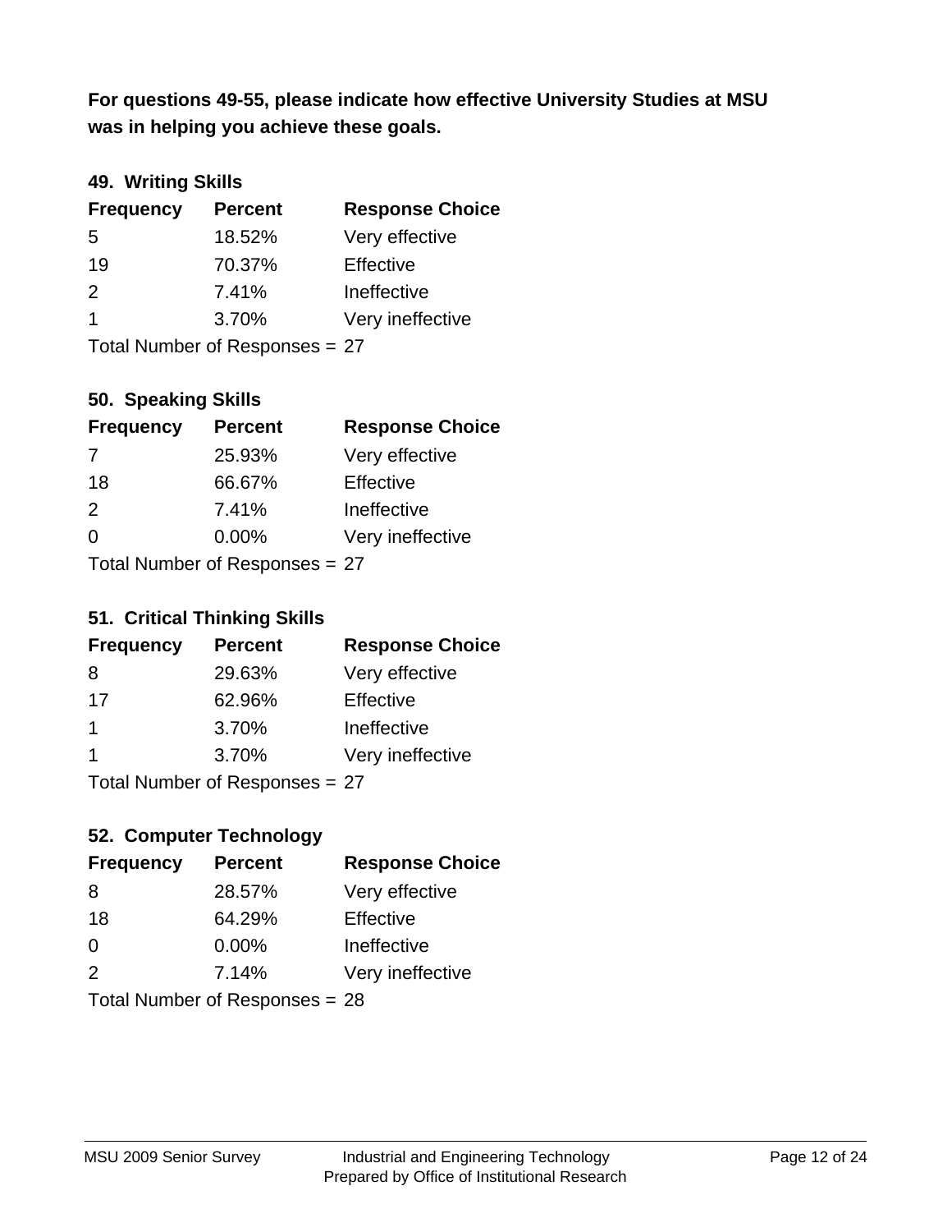**For questions 49-55, please indicate how effective University Studies at MSU was in helping you achieve these goals.**

### 49. Writing Skills

| Frequency | Percent | Response Choice |
|---|---|---|
| 5 | 18.52% | Very effective |
| 19 | 70.37% | Effective |
| 2 | 7.41% | Ineffective |
| 1 | 3.70% | Very ineffective |

Total Number of Responses = 27

### 50. Speaking Skills

| Frequency | Percent | Response Choice |
|---|---|---|
| 7 | 25.93% | Very effective |
| 18 | 66.67% | Effective |
| 2 | 7.41% | Ineffective |
| 0 | 0.00% | Very ineffective |

Total Number of Responses = 27

### 51. Critical Thinking Skills

| Frequency | Percent | Response Choice |
|---|---|---|
| 8 | 29.63% | Very effective |
| 17 | 62.96% | Effective |
| 1 | 3.70% | Ineffective |
| 1 | 3.70% | Very ineffective |

Total Number of Responses = 27

### 52. Computer Technology

| Frequency | Percent | Response Choice |
|---|---|---|
| 8 | 28.57% | Very effective |
| 18 | 64.29% | Effective |
| 0 | 0.00% | Ineffective |
| 2 | 7.14% | Very ineffective |

Total Number of Responses = 28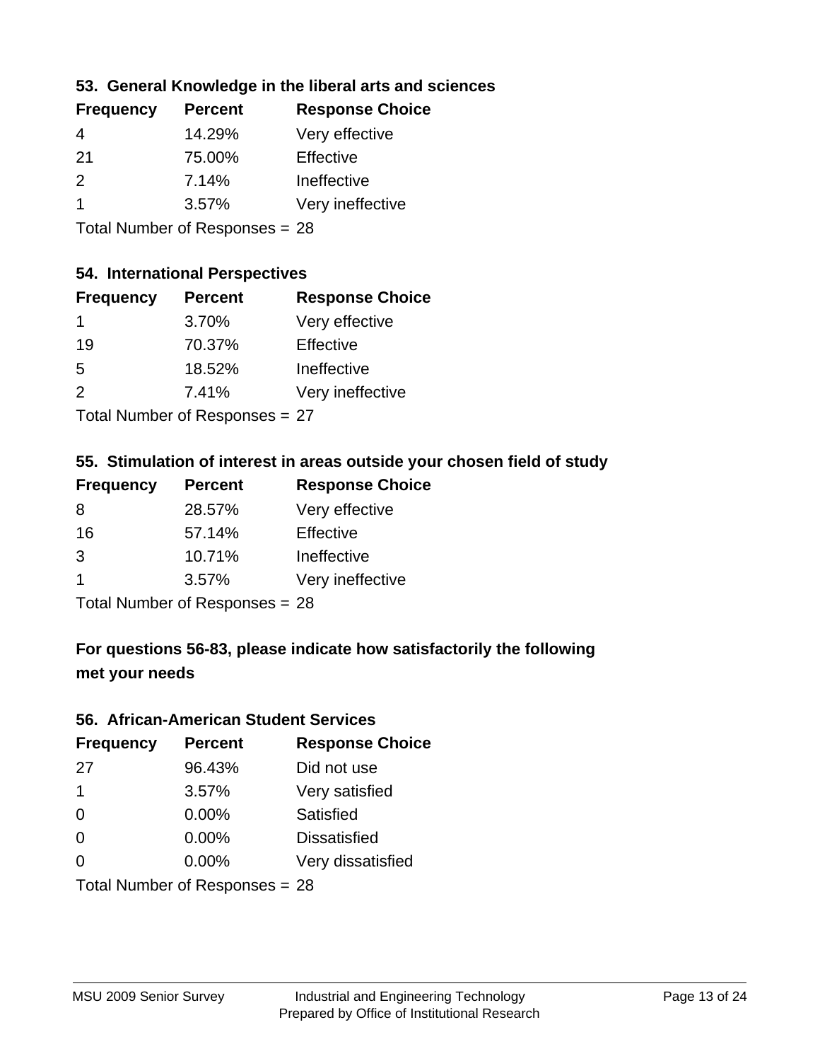### 53. General Knowledge in the liberal arts and sciences

| Frequency | Percent | Response Choice |
|---|---|---|
| 4 | 14.29% | Very effective |
| 21 | 75.00% | Effective |
| 2 | 7.14% | Ineffective |
| 1 | 3.57% | Very ineffective |

Total Number of Responses = 28

### 54. International Perspectives

| Frequency | Percent | Response Choice |
|---|---|---|
| 1 | 3.70% | Very effective |
| 19 | 70.37% | Effective |
| 5 | 18.52% | Ineffective |
| 2 | 7.41% | Very ineffective |

Total Number of Responses = 27

### 55. Stimulation of interest in areas outside your chosen field of study

| Frequency | Percent | Response Choice |
|---|---|---|
| 8 | 28.57% | Very effective |
| 16 | 57.14% | Effective |
| 3 | 10.71% | Ineffective |
| 1 | 3.57% | Very ineffective |

Total Number of Responses = 28

## For questions 56-83, please indicate how satisfactorily the following met your needs

### 56. African-American Student Services

| Frequency | Percent | Response Choice |
|---|---|---|
| 27 | 96.43% | Did not use |
| 1 | 3.57% | Very satisfied |
| 0 | 0.00% | Satisfied |
| 0 | 0.00% | Dissatisfied |
| 0 | 0.00% | Very dissatisfied |

Total Number of Responses = 28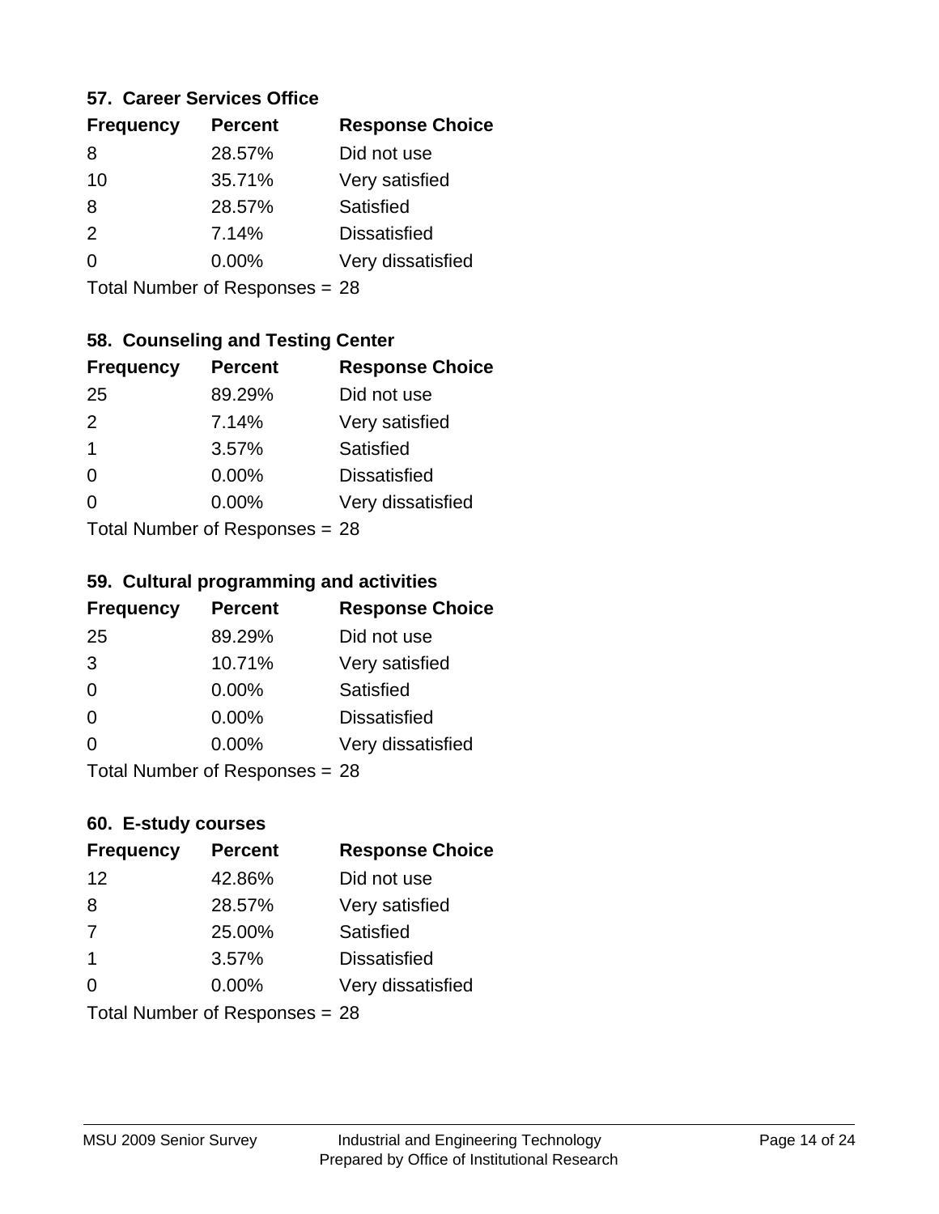### 57. Career Services Office

| Frequency | Percent | Response Choice |
|---|---|---|
| 8 | 28.57% | Did not use |
| 10 | 35.71% | Very satisfied |
| 8 | 28.57% | Satisfied |
| 2 | 7.14% | Dissatisfied |
| 0 | 0.00% | Very dissatisfied |

Total Number of Responses = 28

### 58. Counseling and Testing Center

| Frequency | Percent | Response Choice |
|---|---|---|
| 25 | 89.29% | Did not use |
| 2 | 7.14% | Very satisfied |
| 1 | 3.57% | Satisfied |
| 0 | 0.00% | Dissatisfied |
| 0 | 0.00% | Very dissatisfied |

Total Number of Responses = 28

### 59. Cultural programming and activities

| Frequency | Percent | Response Choice |
|---|---|---|
| 25 | 89.29% | Did not use |
| 3 | 10.71% | Very satisfied |
| 0 | 0.00% | Satisfied |
| 0 | 0.00% | Dissatisfied |
| 0 | 0.00% | Very dissatisfied |

Total Number of Responses = 28

### 60. E-study courses

| Frequency | Percent | Response Choice |
|---|---|---|
| 12 | 42.86% | Did not use |
| 8 | 28.57% | Very satisfied |
| 7 | 25.00% | Satisfied |
| 1 | 3.57% | Dissatisfied |
| 0 | 0.00% | Very dissatisfied |

Total Number of Responses = 28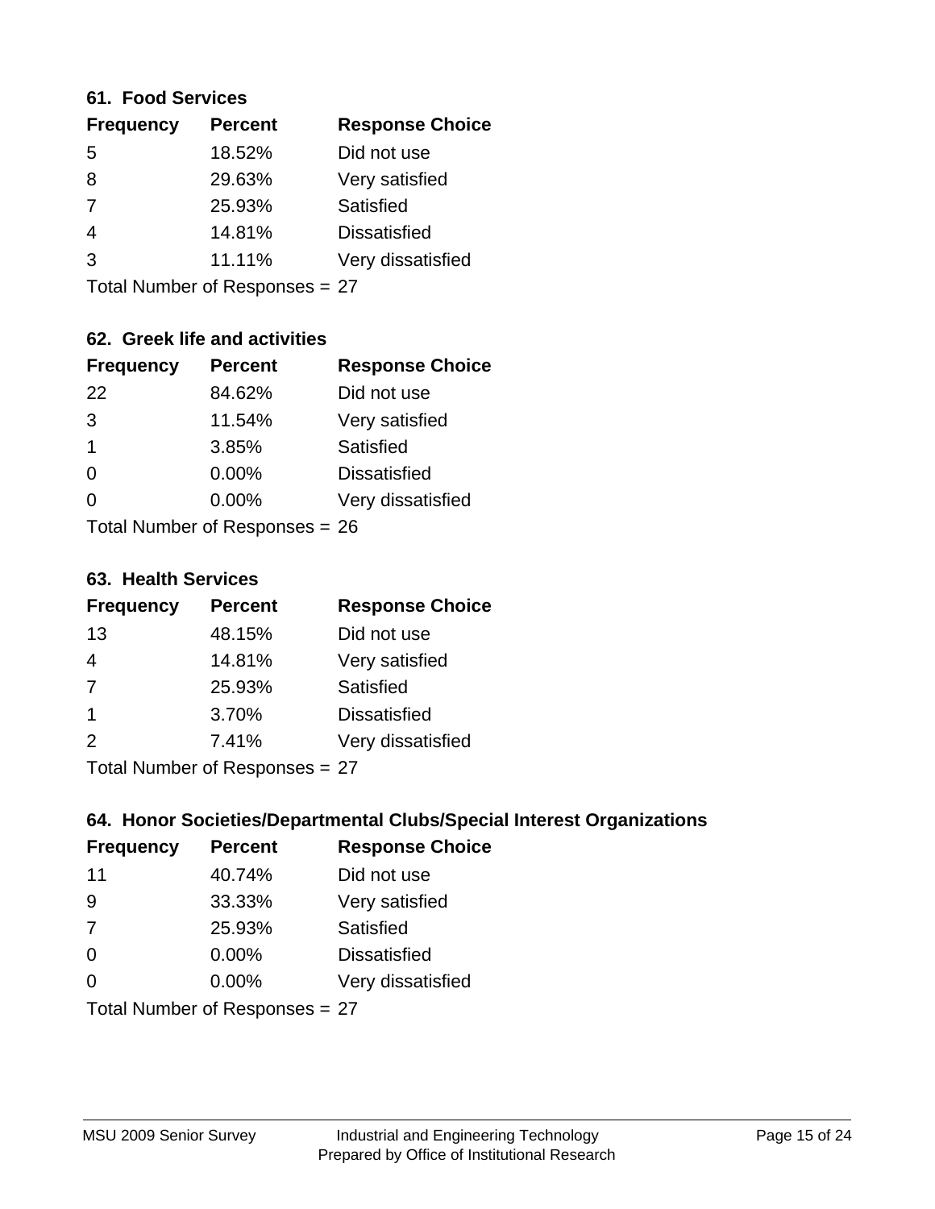### 61. Food Services

| Frequency | Percent | Response Choice |
|---|---|---|
| 5 | 18.52% | Did not use |
| 8 | 29.63% | Very satisfied |
| 7 | 25.93% | Satisfied |
| 4 | 14.81% | Dissatisfied |
| 3 | 11.11% | Very dissatisfied |

Total Number of Responses = 27

### 62. Greek life and activities

| Frequency | Percent | Response Choice |
|---|---|---|
| 22 | 84.62% | Did not use |
| 3 | 11.54% | Very satisfied |
| 1 | 3.85% | Satisfied |
| 0 | 0.00% | Dissatisfied |
| 0 | 0.00% | Very dissatisfied |

Total Number of Responses = 26

### 63. Health Services

| Frequency | Percent | Response Choice |
|---|---|---|
| 13 | 48.15% | Did not use |
| 4 | 14.81% | Very satisfied |
| 7 | 25.93% | Satisfied |
| 1 | 3.70% | Dissatisfied |
| 2 | 7.41% | Very dissatisfied |

Total Number of Responses = 27

### 64. Honor Societies/Departmental Clubs/Special Interest Organizations

| Frequency | Percent | Response Choice |
|---|---|---|
| 11 | 40.74% | Did not use |
| 9 | 33.33% | Very satisfied |
| 7 | 25.93% | Satisfied |
| 0 | 0.00% | Dissatisfied |
| 0 | 0.00% | Very dissatisfied |

Total Number of Responses = 27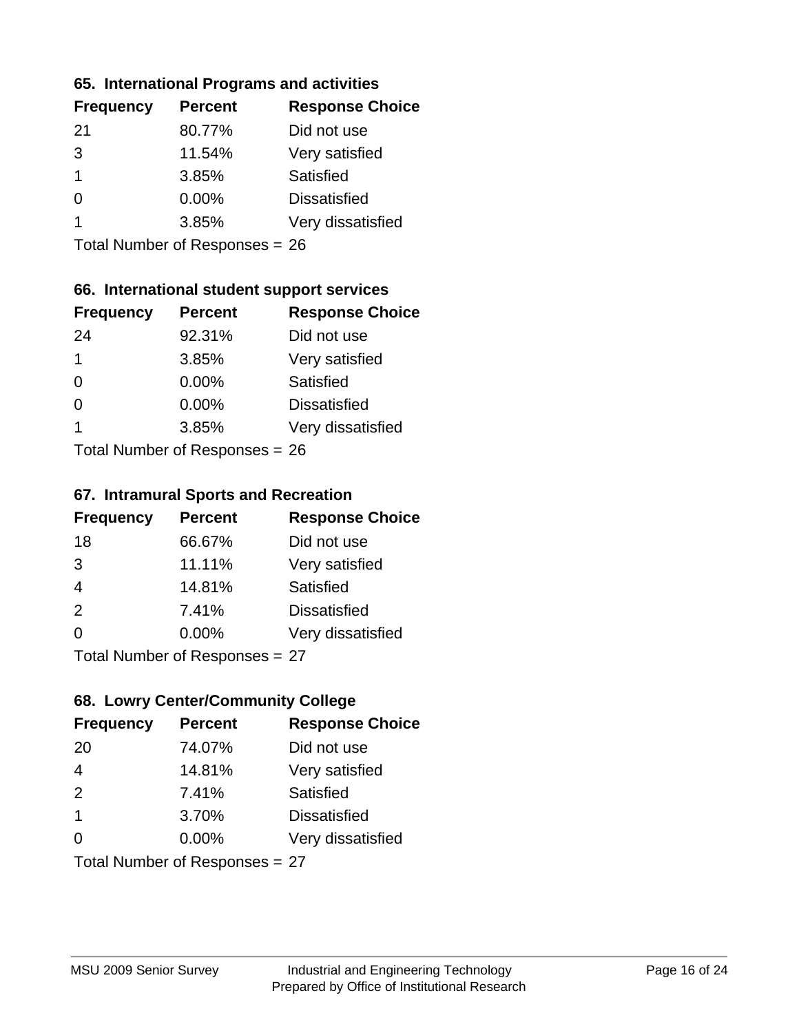### 65. International Programs and activities

| Frequency | Percent | Response Choice |
|---|---|---|
| 21 | 80.77% | Did not use |
| 3 | 11.54% | Very satisfied |
| 1 | 3.85% | Satisfied |
| 0 | 0.00% | Dissatisfied |
| 1 | 3.85% | Very dissatisfied |

Total Number of Responses = 26

### 66. International student support services

| Frequency | Percent | Response Choice |
|---|---|---|
| 24 | 92.31% | Did not use |
| 1 | 3.85% | Very satisfied |
| 0 | 0.00% | Satisfied |
| 0 | 0.00% | Dissatisfied |
| 1 | 3.85% | Very dissatisfied |

Total Number of Responses = 26

### 67. Intramural Sports and Recreation

| Frequency | Percent | Response Choice |
|---|---|---|
| 18 | 66.67% | Did not use |
| 3 | 11.11% | Very satisfied |
| 4 | 14.81% | Satisfied |
| 2 | 7.41% | Dissatisfied |
| 0 | 0.00% | Very dissatisfied |

Total Number of Responses = 27

### 68. Lowry Center/Community College

| Frequency | Percent | Response Choice |
|---|---|---|
| 20 | 74.07% | Did not use |
| 4 | 14.81% | Very satisfied |
| 2 | 7.41% | Satisfied |
| 1 | 3.70% | Dissatisfied |
| 0 | 0.00% | Very dissatisfied |

Total Number of Responses = 27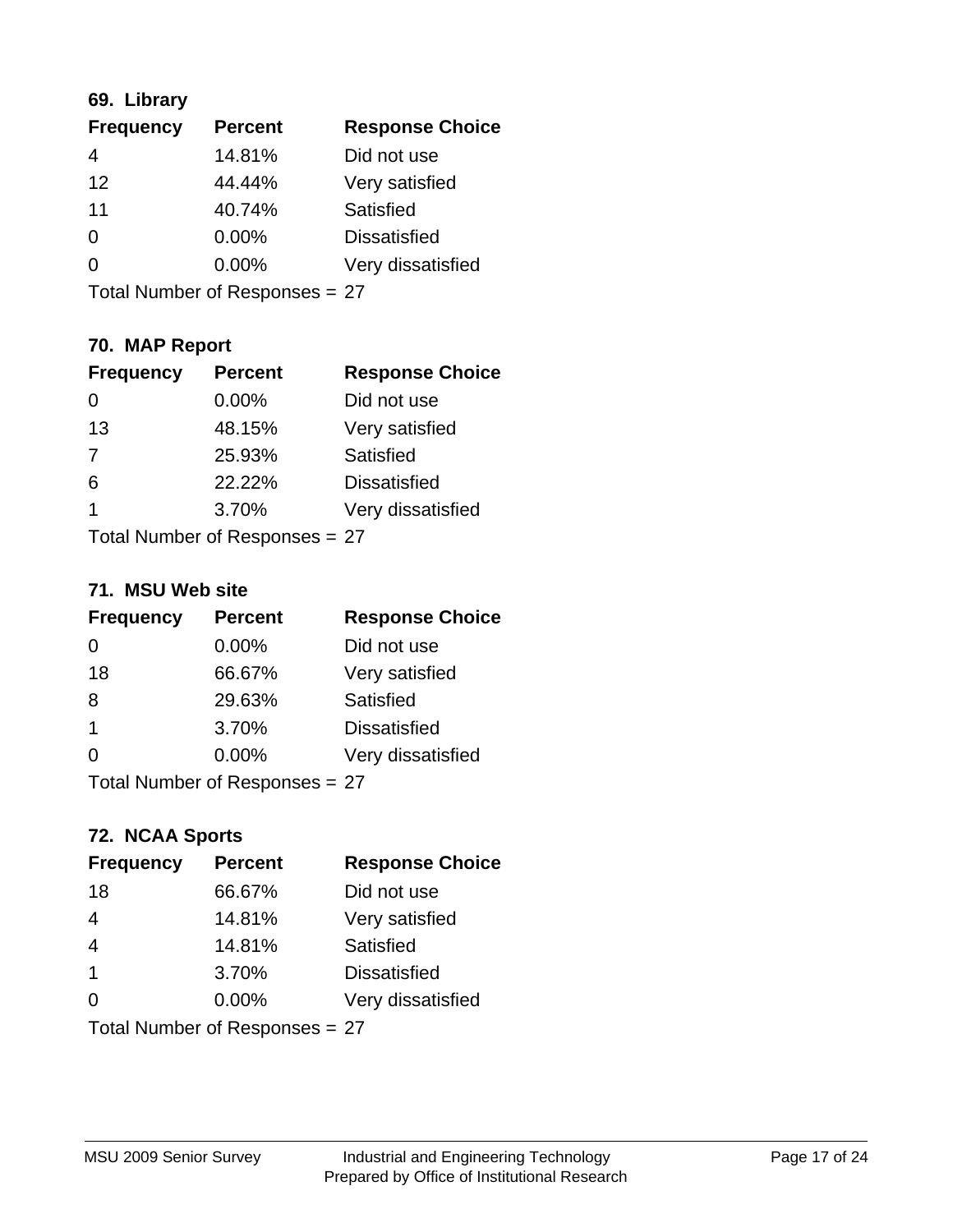### 69. Library

| Frequency | Percent | Response Choice |
|---|---|---|
| 4 | 14.81% | Did not use |
| 12 | 44.44% | Very satisfied |
| 11 | 40.74% | Satisfied |
| 0 | 0.00% | Dissatisfied |
| 0 | 0.00% | Very dissatisfied |

Total Number of Responses = 27

### 70. MAP Report

| Frequency | Percent | Response Choice |
|---|---|---|
| 0 | 0.00% | Did not use |
| 13 | 48.15% | Very satisfied |
| 7 | 25.93% | Satisfied |
| 6 | 22.22% | Dissatisfied |
| 1 | 3.70% | Very dissatisfied |

Total Number of Responses = 27

### 71. MSU Web site

| Frequency | Percent | Response Choice |
|---|---|---|
| 0 | 0.00% | Did not use |
| 18 | 66.67% | Very satisfied |
| 8 | 29.63% | Satisfied |
| 1 | 3.70% | Dissatisfied |
| 0 | 0.00% | Very dissatisfied |

Total Number of Responses = 27

### 72. NCAA Sports

| Frequency | Percent | Response Choice |
|---|---|---|
| 18 | 66.67% | Did not use |
| 4 | 14.81% | Very satisfied |
| 4 | 14.81% | Satisfied |
| 1 | 3.70% | Dissatisfied |
| 0 | 0.00% | Very dissatisfied |

Total Number of Responses = 27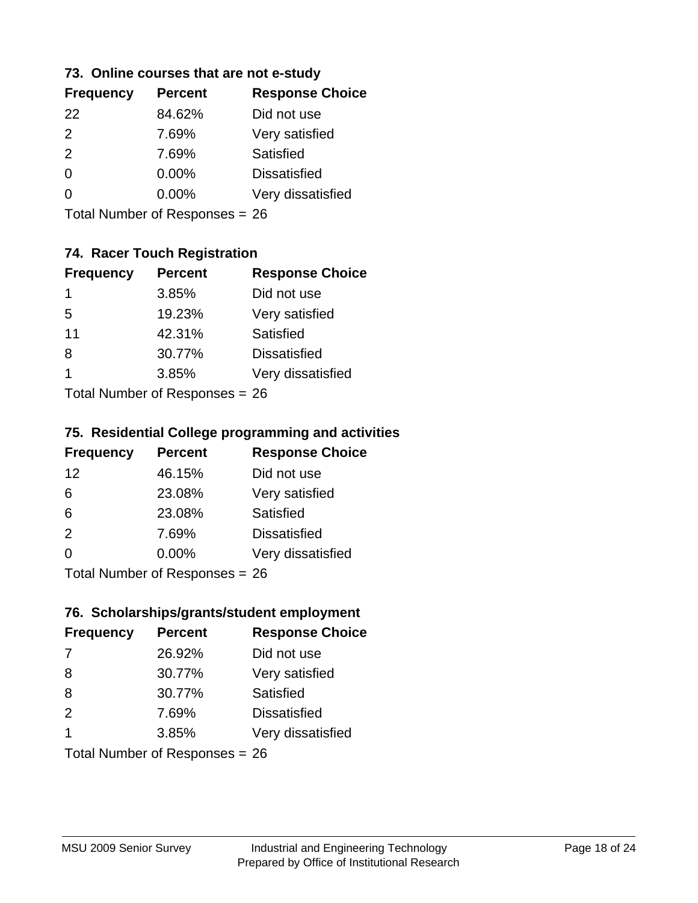### 73. Online courses that are not e-study

| Frequency | Percent | Response Choice |
|---|---|---|
| 22 | 84.62% | Did not use |
| 2 | 7.69% | Very satisfied |
| 2 | 7.69% | Satisfied |
| 0 | 0.00% | Dissatisfied |
| 0 | 0.00% | Very dissatisfied |

Total Number of Responses = 26

### 74. Racer Touch Registration

| Frequency | Percent | Response Choice |
|---|---|---|
| 1 | 3.85% | Did not use |
| 5 | 19.23% | Very satisfied |
| 11 | 42.31% | Satisfied |
| 8 | 30.77% | Dissatisfied |
| 1 | 3.85% | Very dissatisfied |

Total Number of Responses = 26

### 75. Residential College programming and activities

| Frequency | Percent | Response Choice |
|---|---|---|
| 12 | 46.15% | Did not use |
| 6 | 23.08% | Very satisfied |
| 6 | 23.08% | Satisfied |
| 2 | 7.69% | Dissatisfied |
| 0 | 0.00% | Very dissatisfied |

Total Number of Responses = 26

### 76. Scholarships/grants/student employment

| Frequency | Percent | Response Choice |
|---|---|---|
| 7 | 26.92% | Did not use |
| 8 | 30.77% | Very satisfied |
| 8 | 30.77% | Satisfied |
| 2 | 7.69% | Dissatisfied |
| 1 | 3.85% | Very dissatisfied |

Total Number of Responses = 26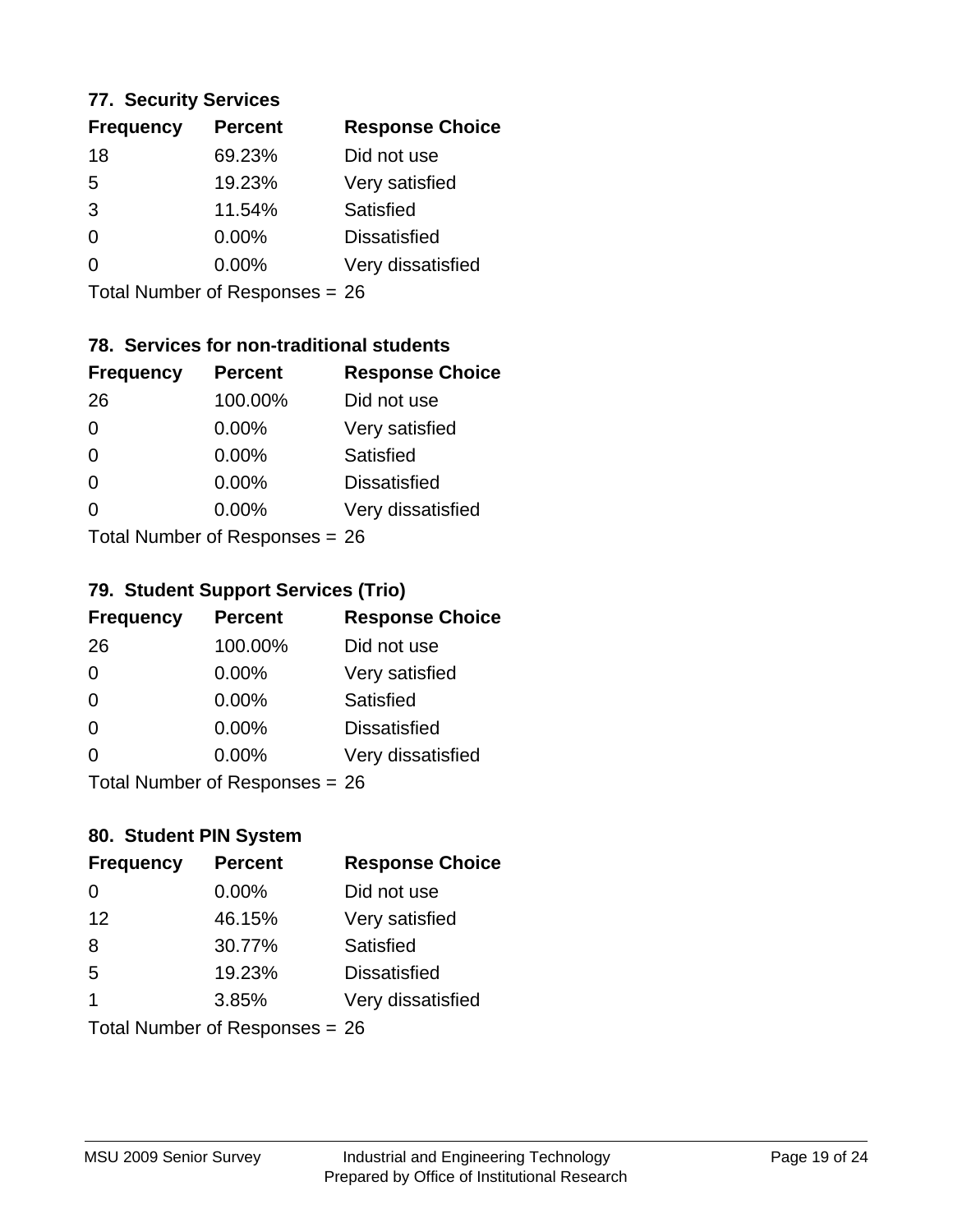### 77. Security Services

| Frequency | Percent | Response Choice |
|---|---|---|
| 18 | 69.23% | Did not use |
| 5 | 19.23% | Very satisfied |
| 3 | 11.54% | Satisfied |
| 0 | 0.00% | Dissatisfied |
| 0 | 0.00% | Very dissatisfied |

Total Number of Responses = 26

### 78. Services for non-traditional students

| Frequency | Percent | Response Choice |
|---|---|---|
| 26 | 100.00% | Did not use |
| 0 | 0.00% | Very satisfied |
| 0 | 0.00% | Satisfied |
| 0 | 0.00% | Dissatisfied |
| 0 | 0.00% | Very dissatisfied |

Total Number of Responses = 26

### 79. Student Support Services (Trio)

| Frequency | Percent | Response Choice |
|---|---|---|
| 26 | 100.00% | Did not use |
| 0 | 0.00% | Very satisfied |
| 0 | 0.00% | Satisfied |
| 0 | 0.00% | Dissatisfied |
| 0 | 0.00% | Very dissatisfied |

Total Number of Responses = 26

### 80. Student PIN System

| Frequency | Percent | Response Choice |
|---|---|---|
| 0 | 0.00% | Did not use |
| 12 | 46.15% | Very satisfied |
| 8 | 30.77% | Satisfied |
| 5 | 19.23% | Dissatisfied |
| 1 | 3.85% | Very dissatisfied |

Total Number of Responses = 26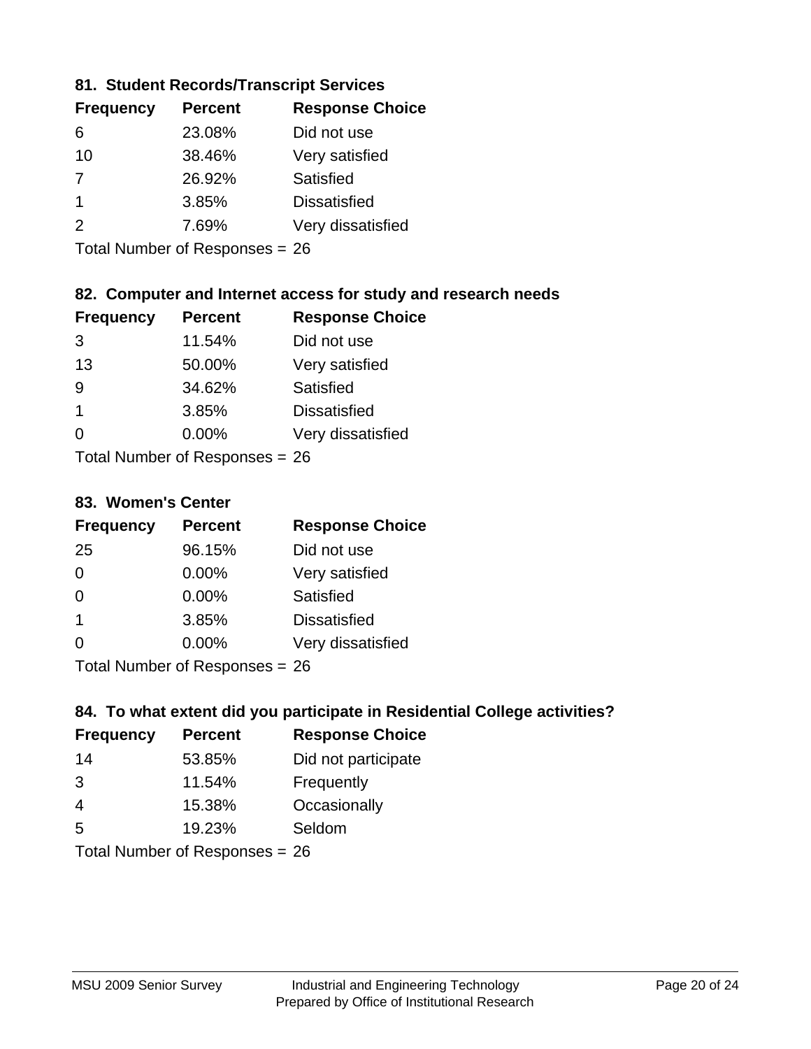### 81. Student Records/Transcript Services

| Frequency | Percent | Response Choice |
|---|---|---|
| 6 | 23.08% | Did not use |
| 10 | 38.46% | Very satisfied |
| 7 | 26.92% | Satisfied |
| 1 | 3.85% | Dissatisfied |
| 2 | 7.69% | Very dissatisfied |

Total Number of Responses = 26

### 82. Computer and Internet access for study and research needs

| Frequency | Percent | Response Choice |
|---|---|---|
| 3 | 11.54% | Did not use |
| 13 | 50.00% | Very satisfied |
| 9 | 34.62% | Satisfied |
| 1 | 3.85% | Dissatisfied |
| 0 | 0.00% | Very dissatisfied |

Total Number of Responses = 26

### 83. Women's Center

| Frequency | Percent | Response Choice |
|---|---|---|
| 25 | 96.15% | Did not use |
| 0 | 0.00% | Very satisfied |
| 0 | 0.00% | Satisfied |
| 1 | 3.85% | Dissatisfied |
| 0 | 0.00% | Very dissatisfied |

Total Number of Responses = 26

### 84. To what extent did you participate in Residential College activities?

| Frequency | Percent | Response Choice |
|---|---|---|
| 14 | 53.85% | Did not participate |
| 3 | 11.54% | Frequently |
| 4 | 15.38% | Occasionally |
| 5 | 19.23% | Seldom |

Total Number of Responses = 26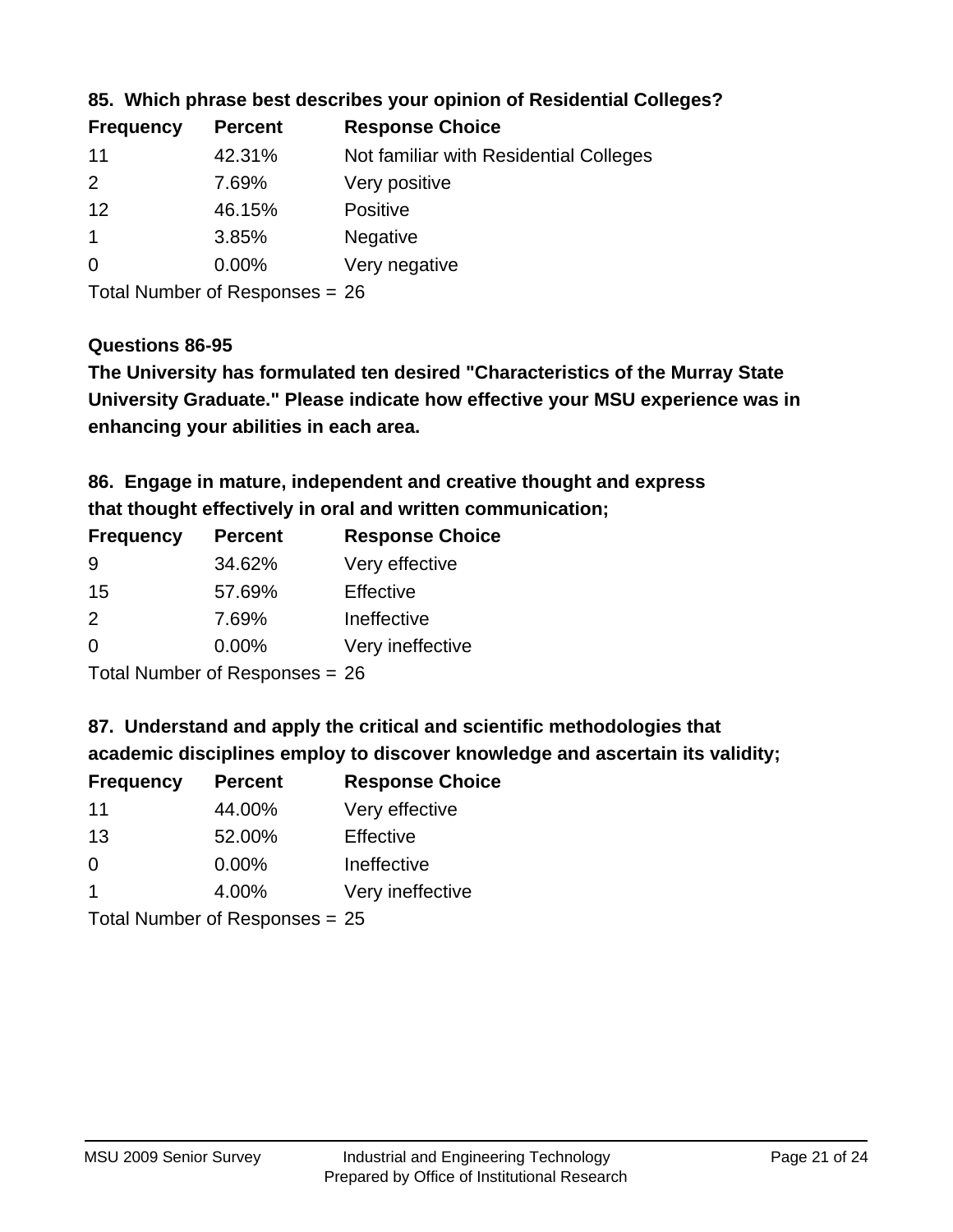**85. Which phrase best describes your opinion of Residential Colleges?**

| Frequency | Percent | Response Choice |
|---|---|---|
| 11 | 42.31% | Not familiar with Residential Colleges |
| 2 | 7.69% | Very positive |
| 12 | 46.15% | Positive |
| 1 | 3.85% | Negative |
| 0 | 0.00% | Very negative |

Total Number of Responses = 26

**Questions 86-95**

**The University has formulated ten desired "Characteristics of the Murray State University Graduate." Please indicate how effective your MSU experience was in enhancing your abilities in each area.**

**86. Engage in mature, independent and creative thought and express that thought effectively in oral and written communication;**

| Frequency | Percent | Response Choice |
|---|---|---|
| 9 | 34.62% | Very effective |
| 15 | 57.69% | Effective |
| 2 | 7.69% | Ineffective |
| 0 | 0.00% | Very ineffective |

Total Number of Responses = 26

**87. Understand and apply the critical and scientific methodologies that academic disciplines employ to discover knowledge and ascertain its validity;**

| Frequency | Percent | Response Choice |
|---|---|---|
| 11 | 44.00% | Very effective |
| 13 | 52.00% | Effective |
| 0 | 0.00% | Ineffective |
| 1 | 4.00% | Very ineffective |

Total Number of Responses = 25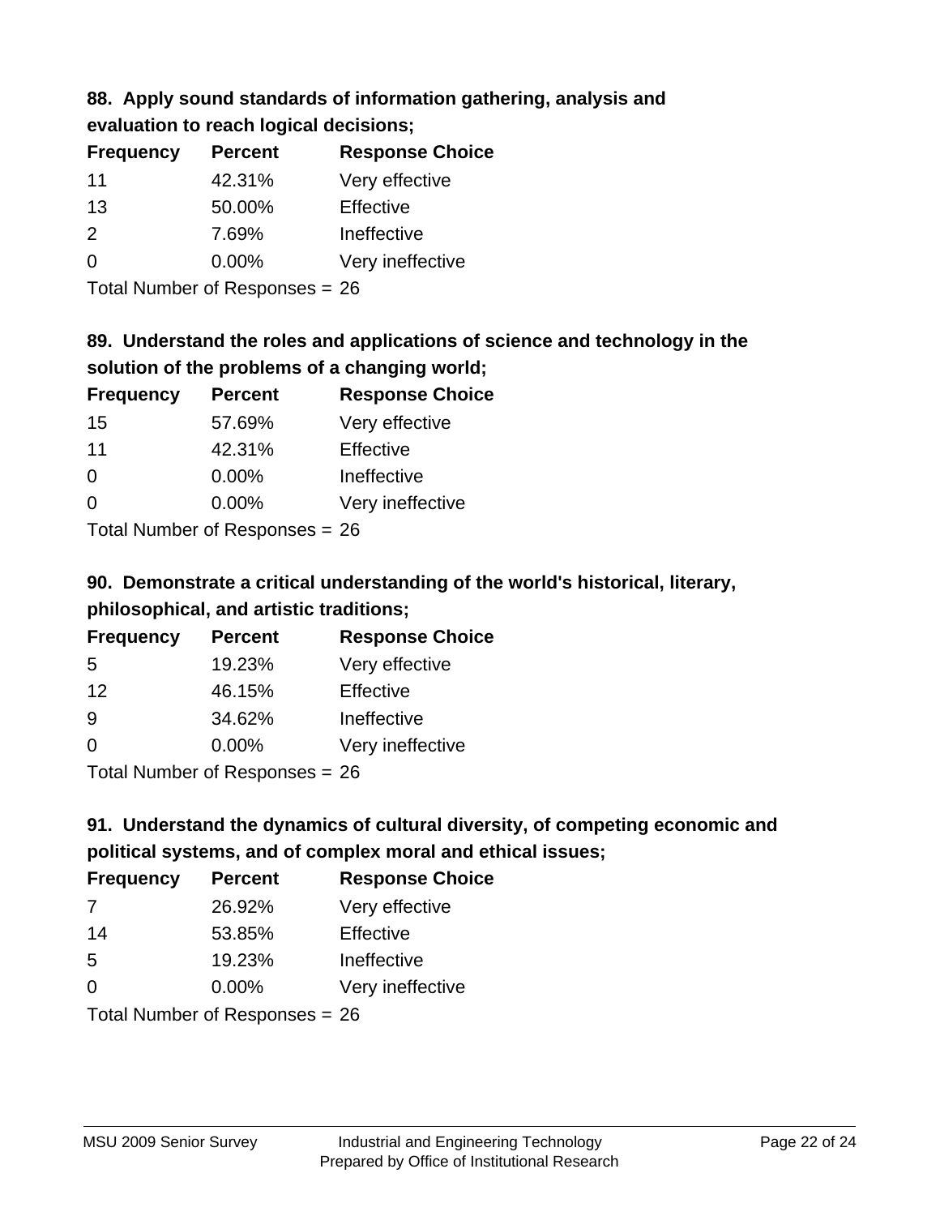### 88. Apply sound standards of information gathering, analysis and evaluation to reach logical decisions;

| Frequency | Percent | Response Choice |
|---|---|---|
| 11 | 42.31% | Very effective |
| 13 | 50.00% | Effective |
| 2 | 7.69% | Ineffective |
| 0 | 0.00% | Very ineffective |

Total Number of Responses = 26

### 89. Understand the roles and applications of science and technology in the solution of the problems of a changing world;

| Frequency | Percent | Response Choice |
|---|---|---|
| 15 | 57.69% | Very effective |
| 11 | 42.31% | Effective |
| 0 | 0.00% | Ineffective |
| 0 | 0.00% | Very ineffective |

Total Number of Responses = 26

### 90. Demonstrate a critical understanding of the world's historical, literary, philosophical, and artistic traditions;

| Frequency | Percent | Response Choice |
|---|---|---|
| 5 | 19.23% | Very effective |
| 12 | 46.15% | Effective |
| 9 | 34.62% | Ineffective |
| 0 | 0.00% | Very ineffective |

Total Number of Responses = 26

### 91. Understand the dynamics of cultural diversity, of competing economic and political systems, and of complex moral and ethical issues;

| Frequency | Percent | Response Choice |
|---|---|---|
| 7 | 26.92% | Very effective |
| 14 | 53.85% | Effective |
| 5 | 19.23% | Ineffective |
| 0 | 0.00% | Very ineffective |

Total Number of Responses = 26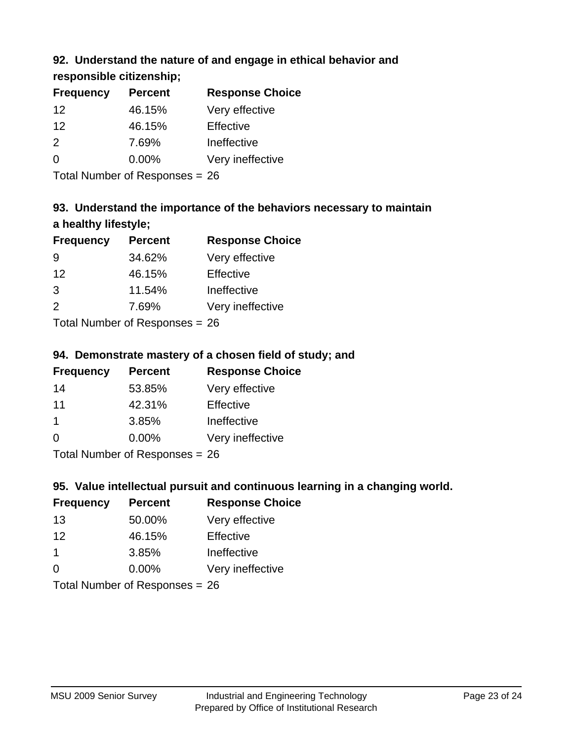### 92. Understand the nature of and engage in ethical behavior and responsible citizenship;

| Frequency | Percent | Response Choice |
|---|---|---|
| 12 | 46.15% | Very effective |
| 12 | 46.15% | Effective |
| 2 | 7.69% | Ineffective |
| 0 | 0.00% | Very ineffective |

Total Number of Responses = 26

### 93. Understand the importance of the behaviors necessary to maintain a healthy lifestyle;

| Frequency | Percent | Response Choice |
|---|---|---|
| 9 | 34.62% | Very effective |
| 12 | 46.15% | Effective |
| 3 | 11.54% | Ineffective |
| 2 | 7.69% | Very ineffective |

Total Number of Responses = 26

### 94. Demonstrate mastery of a chosen field of study; and

| Frequency | Percent | Response Choice |
|---|---|---|
| 14 | 53.85% | Very effective |
| 11 | 42.31% | Effective |
| 1 | 3.85% | Ineffective |
| 0 | 0.00% | Very ineffective |

Total Number of Responses = 26

### 95. Value intellectual pursuit and continuous learning in a changing world.

| Frequency | Percent | Response Choice |
|---|---|---|
| 13 | 50.00% | Very effective |
| 12 | 46.15% | Effective |
| 1 | 3.85% | Ineffective |
| 0 | 0.00% | Very ineffective |

Total Number of Responses = 26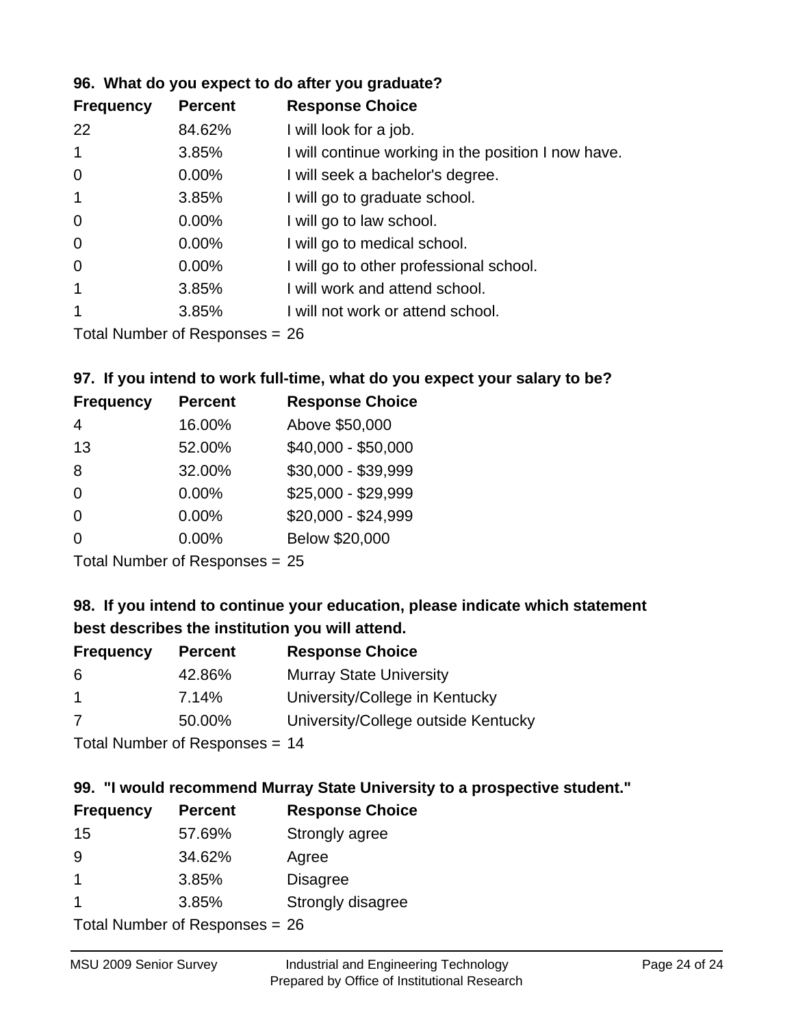### 96. What do you expect to do after you graduate?

| Frequency | Percent | Response Choice |
|---|---|---|
| 22 | 84.62% | I will look for a job. |
| 1 | 3.85% | I will continue working in the position I now have. |
| 0 | 0.00% | I will seek a bachelor's degree. |
| 1 | 3.85% | I will go to graduate school. |
| 0 | 0.00% | I will go to law school. |
| 0 | 0.00% | I will go to medical school. |
| 0 | 0.00% | I will go to other professional school. |
| 1 | 3.85% | I will work and attend school. |
| 1 | 3.85% | I will not work or attend school. |

Total Number of Responses = 26

### 97. If you intend to work full-time, what do you expect your salary to be?

| Frequency | Percent | Response Choice |
|---|---|---|
| 4 | 16.00% | Above $50,000 |
| 13 | 52.00% | $40,000 - $50,000 |
| 8 | 32.00% | $30,000 - $39,999 |
| 0 | 0.00% | $25,000 - $29,999 |
| 0 | 0.00% | $20,000 - $24,999 |
| 0 | 0.00% | Below $20,000 |

Total Number of Responses = 25

### 98. If you intend to continue your education, please indicate which statement best describes the institution you will attend.

| Frequency | Percent | Response Choice |
|---|---|---|
| 6 | 42.86% | Murray State University |
| 1 | 7.14% | University/College in Kentucky |
| 7 | 50.00% | University/College outside Kentucky |

Total Number of Responses = 14

### 99. "I would recommend Murray State University to a prospective student."

| Frequency | Percent | Response Choice |
|---|---|---|
| 15 | 57.69% | Strongly agree |
| 9 | 34.62% | Agree |
| 1 | 3.85% | Disagree |
| 1 | 3.85% | Strongly disagree |

Total Number of Responses = 26